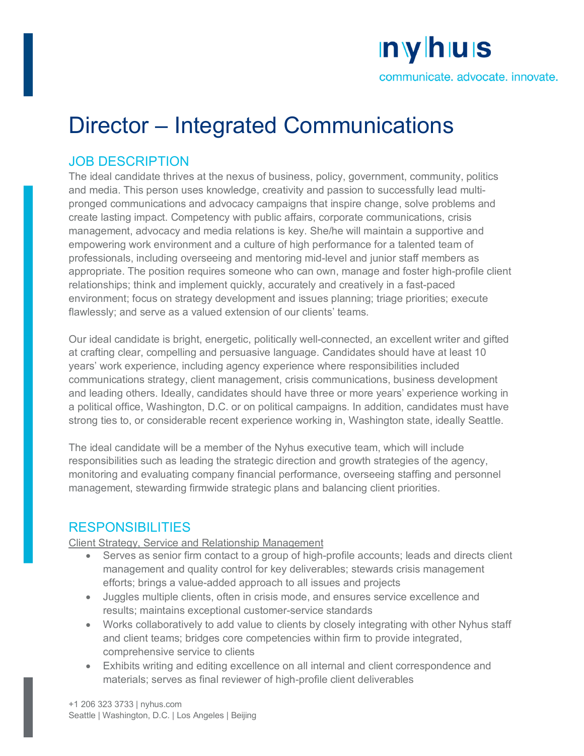nyhus

communicate. advocate. innovate.

# Director – Integrated Communications

## JOB DESCRIPTION

The ideal candidate thrives at the nexus of business, policy, government, community, politics and media. This person uses knowledge, creativity and passion to successfully lead multi-pronged communications and advocacy campaigns that inspire change, solve problems and create lasting impact. Competency with public affairs, corporate communications, crisis management, advocacy and media relations is key. She/he will maintain a supportive and empowering work environment and a culture of high performance for a talented team of professionals, including overseeing and mentoring mid-level and junior staff members as appropriate. The position requires someone who can own, manage and foster high-profile client relationships; think and implement quickly, accurately and creatively in a fast-paced environment; focus on strategy development and issues planning; triage priorities; execute flawlessly; and serve as a valued extension of our clients' teams.

Our ideal candidate is bright, energetic, politically well-connected, an excellent writer and gifted at crafting clear, compelling and persuasive language. Candidates should have at least 10 years' work experience, including agency experience where responsibilities included communications strategy, client management, crisis communications, business development and leading others. Ideally, candidates should have three or more years' experience working in a political office, Washington, D.C. or on political campaigns. In addition, candidates must have strong ties to, or considerable recent experience working in, Washington state, ideally Seattle.

The ideal candidate will be a member of the Nyhus executive team, which will include responsibilities such as leading the strategic direction and growth strategies of the agency, monitoring and evaluating company financial performance, overseeing staffing and personnel management, stewarding firmwide strategic plans and balancing client priorities.

## RESPONSIBILITIES

Client Strategy, Service and Relationship Management

- Serves as senior firm contact to a group of high-profile accounts; leads and directs client management and quality control for key deliverables; stewards crisis management efforts; brings a value-added approach to all issues and projects
- Juggles multiple clients, often in crisis mode, and ensures service excellence and results; maintains exceptional customer-service standards
- Works collaboratively to add value to clients by closely integrating with other Nyhus staff and client teams; bridges core competencies within firm to provide integrated, comprehensive service to clients
- Exhibits writing and editing excellence on all internal and client correspondence and materials; serves as final reviewer of high-profile client deliverables

+1 206 323 3733 | nyhus.com
Seattle | Washington, D.C. | Los Angeles | Beijing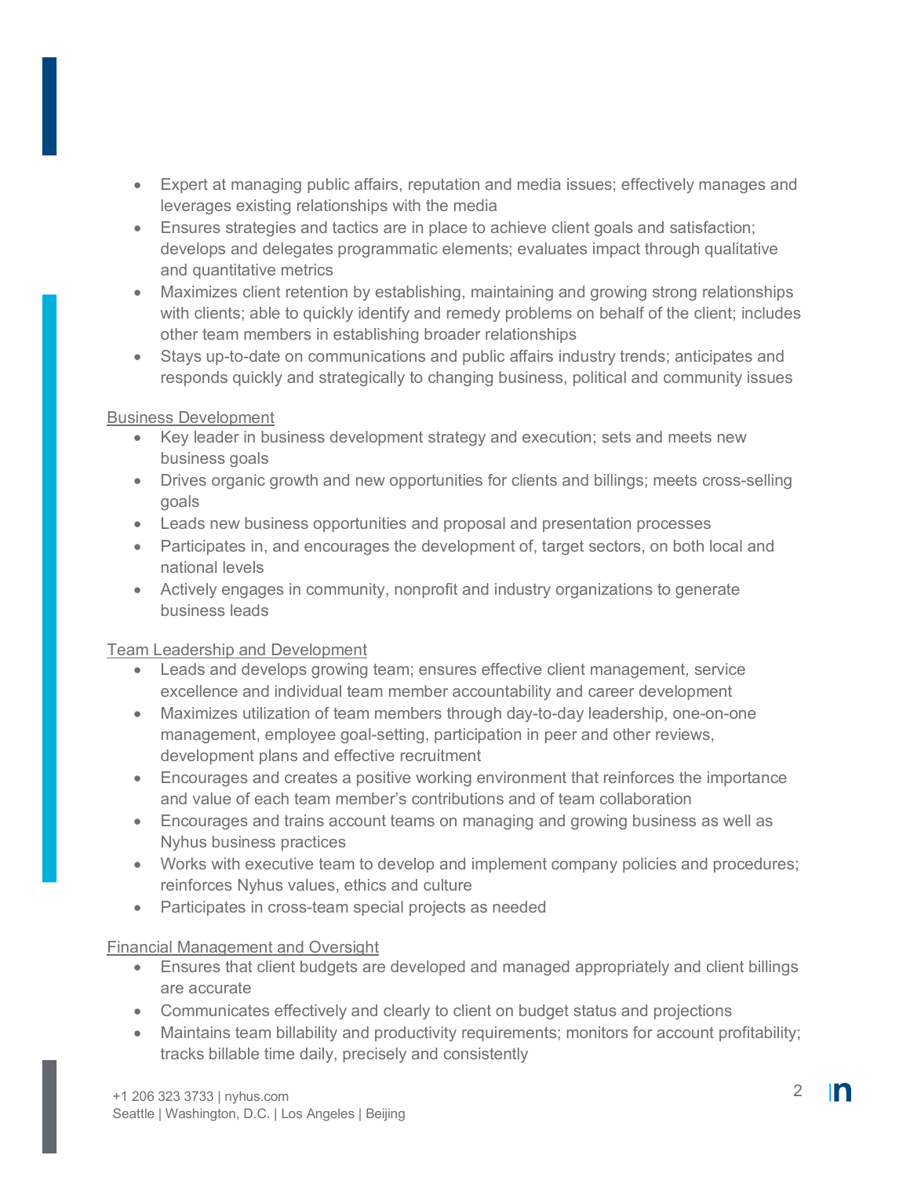- Expert at managing public affairs, reputation and media issues; effectively manages and leverages existing relationships with the media
- Ensures strategies and tactics are in place to achieve client goals and satisfaction; develops and delegates programmatic elements; evaluates impact through qualitative and quantitative metrics
- Maximizes client retention by establishing, maintaining and growing strong relationships with clients; able to quickly identify and remedy problems on behalf of the client; includes other team members in establishing broader relationships
- Stays up-to-date on communications and public affairs industry trends; anticipates and responds quickly and strategically to changing business, political and community issues

Business Development

- Key leader in business development strategy and execution; sets and meets new business goals
- Drives organic growth and new opportunities for clients and billings; meets cross-selling goals
- Leads new business opportunities and proposal and presentation processes
- Participates in, and encourages the development of, target sectors, on both local and national levels
- Actively engages in community, nonprofit and industry organizations to generate business leads

Team Leadership and Development

- Leads and develops growing team; ensures effective client management, service excellence and individual team member accountability and career development
- Maximizes utilization of team members through day-to-day leadership, one-on-one management, employee goal-setting, participation in peer and other reviews, development plans and effective recruitment
- Encourages and creates a positive working environment that reinforces the importance and value of each team member's contributions and of team collaboration
- Encourages and trains account teams on managing and growing business as well as Nyhus business practices
- Works with executive team to develop and implement company policies and procedures; reinforces Nyhus values, ethics and culture
- Participates in cross-team special projects as needed

Financial Management and Oversight

- Ensures that client budgets are developed and managed appropriately and client billings are accurate
- Communicates effectively and clearly to client on budget status and projections
- Maintains team billability and productivity requirements; monitors for account profitability; tracks billable time daily, precisely and consistently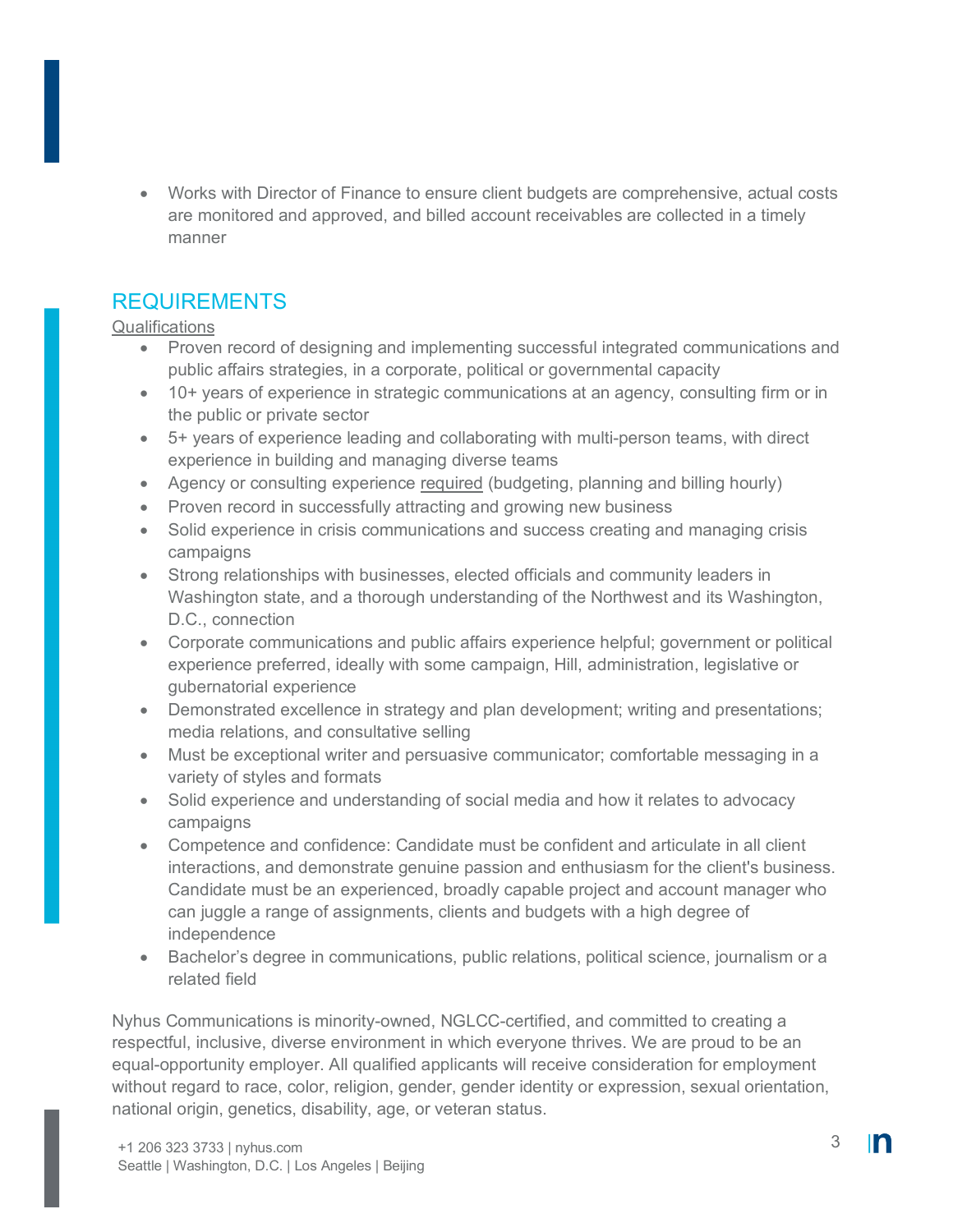- Works with Director of Finance to ensure client budgets are comprehensive, actual costs are monitored and approved, and billed account receivables are collected in a timely manner

## REQUIREMENTS

Qualifications

- Proven record of designing and implementing successful integrated communications and public affairs strategies, in a corporate, political or governmental capacity
- 10+ years of experience in strategic communications at an agency, consulting firm or in the public or private sector
- 5+ years of experience leading and collaborating with multi-person teams, with direct experience in building and managing diverse teams
- Agency or consulting experience required (budgeting, planning and billing hourly)
- Proven record in successfully attracting and growing new business
- Solid experience in crisis communications and success creating and managing crisis campaigns
- Strong relationships with businesses, elected officials and community leaders in Washington state, and a thorough understanding of the Northwest and its Washington, D.C., connection
- Corporate communications and public affairs experience helpful; government or political experience preferred, ideally with some campaign, Hill, administration, legislative or gubernatorial experience
- Demonstrated excellence in strategy and plan development; writing and presentations; media relations, and consultative selling
- Must be exceptional writer and persuasive communicator; comfortable messaging in a variety of styles and formats
- Solid experience and understanding of social media and how it relates to advocacy campaigns
- Competence and confidence: Candidate must be confident and articulate in all client interactions, and demonstrate genuine passion and enthusiasm for the client's business. Candidate must be an experienced, broadly capable project and account manager who can juggle a range of assignments, clients and budgets with a high degree of independence
- Bachelor's degree in communications, public relations, political science, journalism or a related field

Nyhus Communications is minority-owned, NGLCC-certified, and committed to creating a respectful, inclusive, diverse environment in which everyone thrives. We are proud to be an equal-opportunity employer. All qualified applicants will receive consideration for employment without regard to race, color, religion, gender, gender identity or expression, sexual orientation, national origin, genetics, disability, age, or veteran status.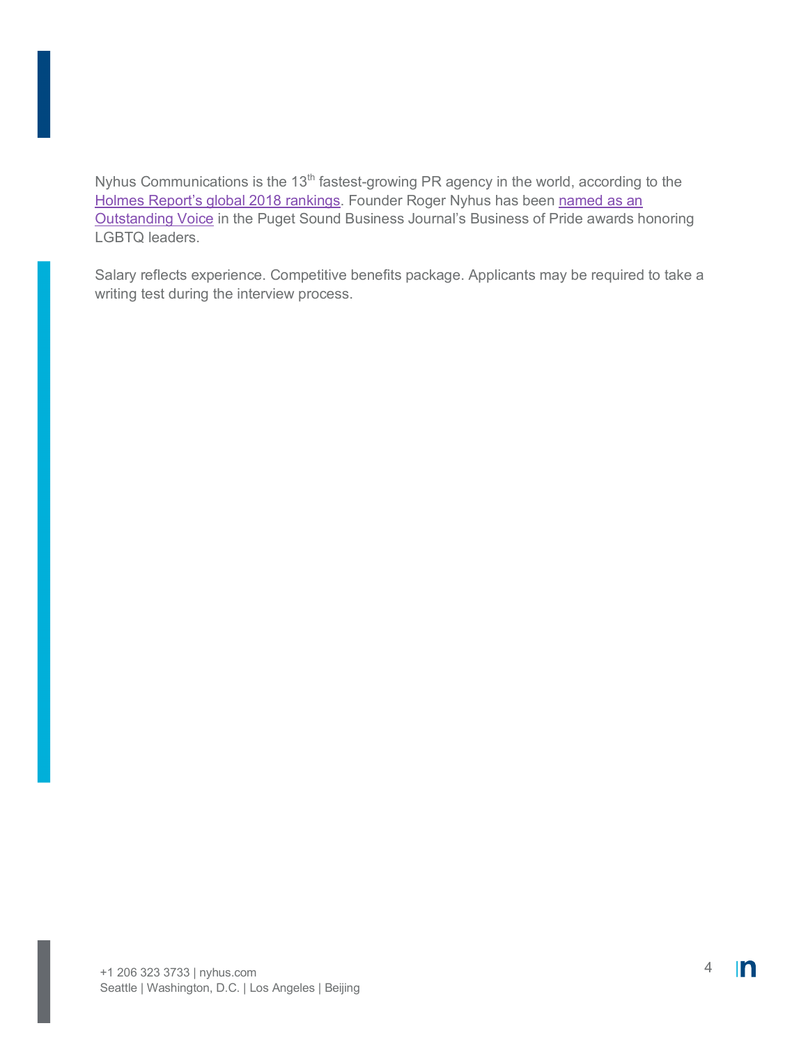Nyhus Communications is the 13th fastest-growing PR agency in the world, according to the Holmes Report's global 2018 rankings. Founder Roger Nyhus has been named as an Outstanding Voice in the Puget Sound Business Journal's Business of Pride awards honoring LGBTQ leaders.

Salary reflects experience. Competitive benefits package. Applicants may be required to take a writing test during the interview process.